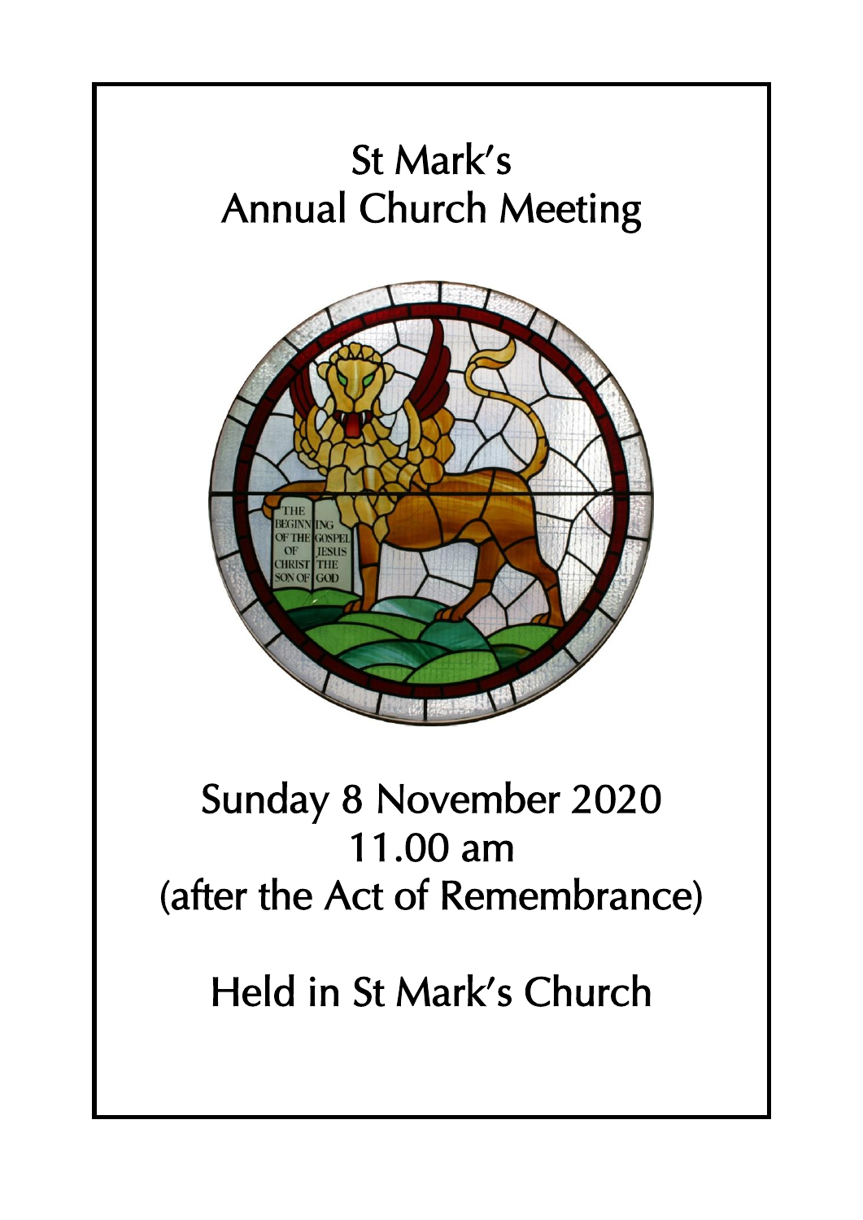# St Mark's Annual Church Meeting

## Sunday 8 November 2020
## 11.00 am
## (after the Act of Remembrance)

## Held in St Mark's Church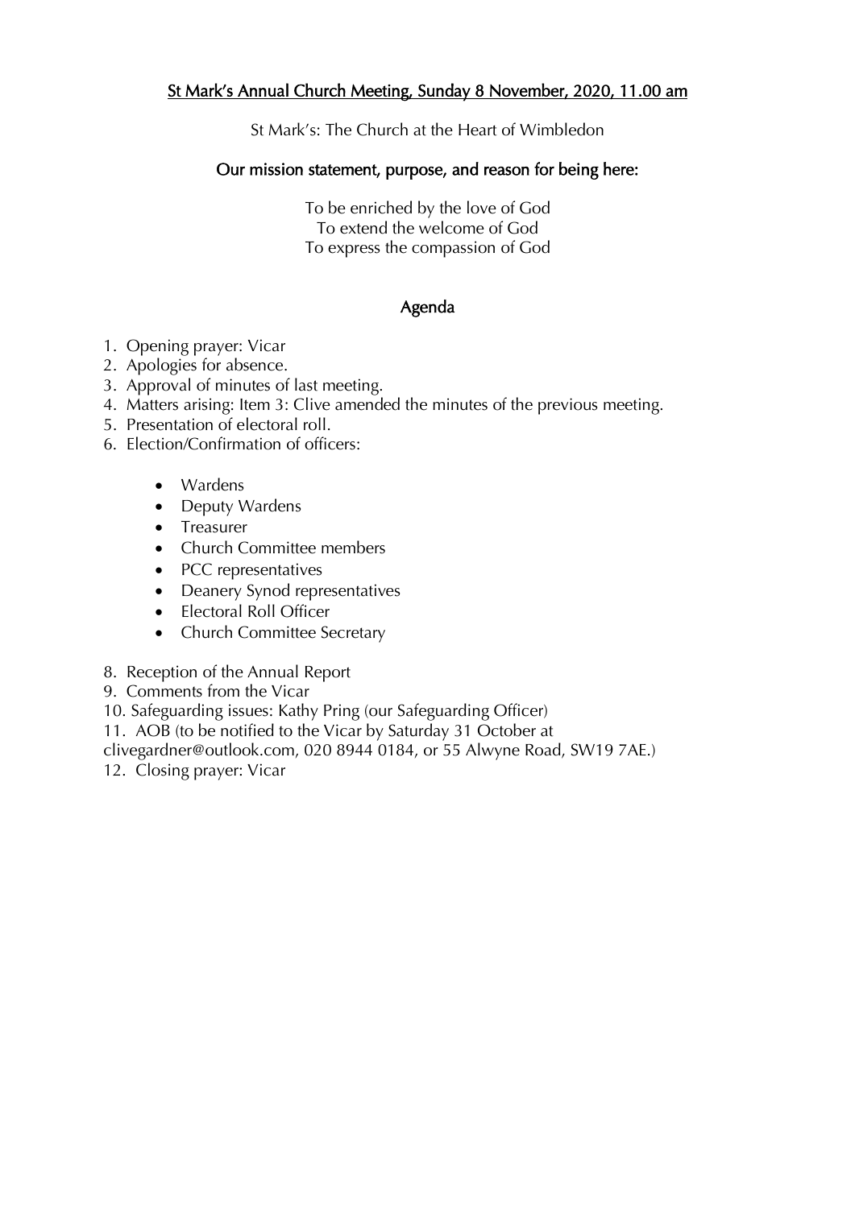## St Mark's Annual Church Meeting, Sunday 8 November, 2020, 11.00 am

St Mark's: The Church at the Heart of Wimbledon

### Our mission statement, purpose, and reason for being here:

To be enriched by the love of God
To extend the welcome of God
To express the compassion of God

### Agenda

1. Opening prayer: Vicar
2. Apologies for absence.
3. Approval of minutes of last meeting.
4. Matters arising: Item 3: Clive amended the minutes of the previous meeting.
5. Presentation of electoral roll.
6. Election/Confirmation of officers:

   - Wardens
   - Deputy Wardens
   - Treasurer
   - Church Committee members
   - PCC representatives
   - Deanery Synod representatives
   - Electoral Roll Officer
   - Church Committee Secretary

8. Reception of the Annual Report
9. Comments from the Vicar
10. Safeguarding issues: Kathy Pring (our Safeguarding Officer)
11. AOB (to be notified to the Vicar by Saturday 31 October at clivegardner@outlook.com, 020 8944 0184, or 55 Alwyne Road, SW19 7AE.)
12. Closing prayer: Vicar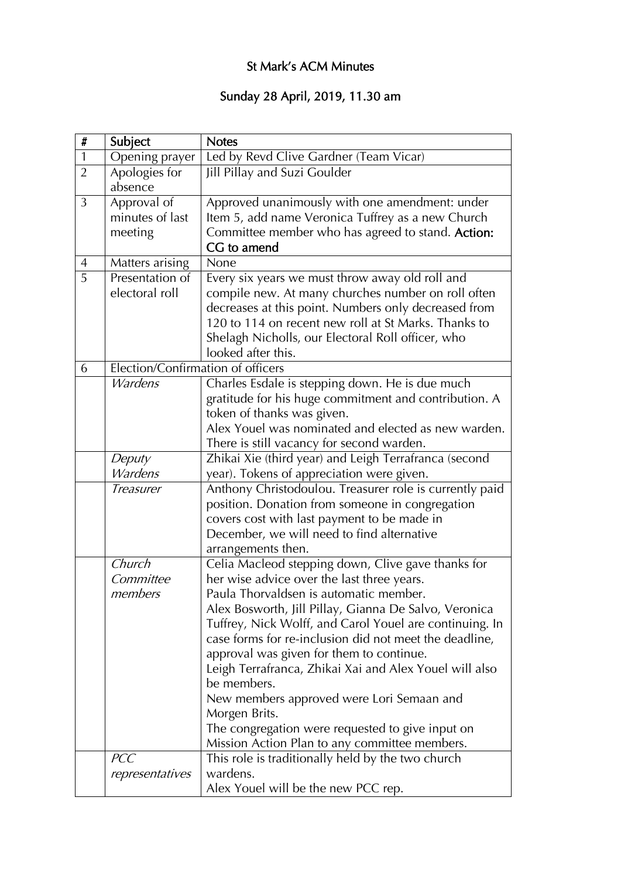# St Mark's ACM Minutes

## Sunday 28 April, 2019, 11.30 am

| # | Subject | Notes |
|---|---|---|
| 1 | Opening prayer | Led by Revd Clive Gardner (Team Vicar) |
| 2 | Apologies for absence | Jill Pillay and Suzi Goulder |
| 3 | Approval of minutes of last meeting | Approved unanimously with one amendment: under Item 5, add name Veronica Tuffrey as a new Church Committee member who has agreed to stand. **Action: CG to amend** |
| 4 | Matters arising | None |
| 5 | Presentation of electoral roll | Every six years we must throw away old roll and compile new. At many churches number on roll often decreases at this point. Numbers only decreased from 120 to 114 on recent new roll at St Marks. Thanks to Shelagh Nicholls, our Electoral Roll officer, who looked after this. |
| 6 | Election/Confirmation of officers | |
| | *Wardens* | Charles Esdale is stepping down. He is due much gratitude for his huge commitment and contribution. A token of thanks was given.<br>Alex Youel was nominated and elected as new warden. There is still vacancy for second warden. |
| | *Deputy Wardens* | Zhikai Xie (third year) and Leigh Terrafranca (second year). Tokens of appreciation were given. |
| | *Treasurer* | Anthony Christodoulou. Treasurer role is currently paid position. Donation from someone in congregation covers cost with last payment to be made in December, we will need to find alternative arrangements then. |
| | *Church Committee members* | Celia Macleod stepping down, Clive gave thanks for her wise advice over the last three years.<br>Paula Thorvaldsen is automatic member.<br>Alex Bosworth, Jill Pillay, Gianna De Salvo, Veronica Tuffrey, Nick Wolff, and Carol Youel are continuing. In case forms for re-inclusion did not meet the deadline, approval was given for them to continue.<br>Leigh Terrafranca, Zhikai Xai and Alex Youel will also be members.<br>New members approved were Lori Semaan and Morgen Brits.<br>The congregation were requested to give input on Mission Action Plan to any committee members. |
| | *PCC representatives* | This role is traditionally held by the two church wardens.<br>Alex Youel will be the new PCC rep. |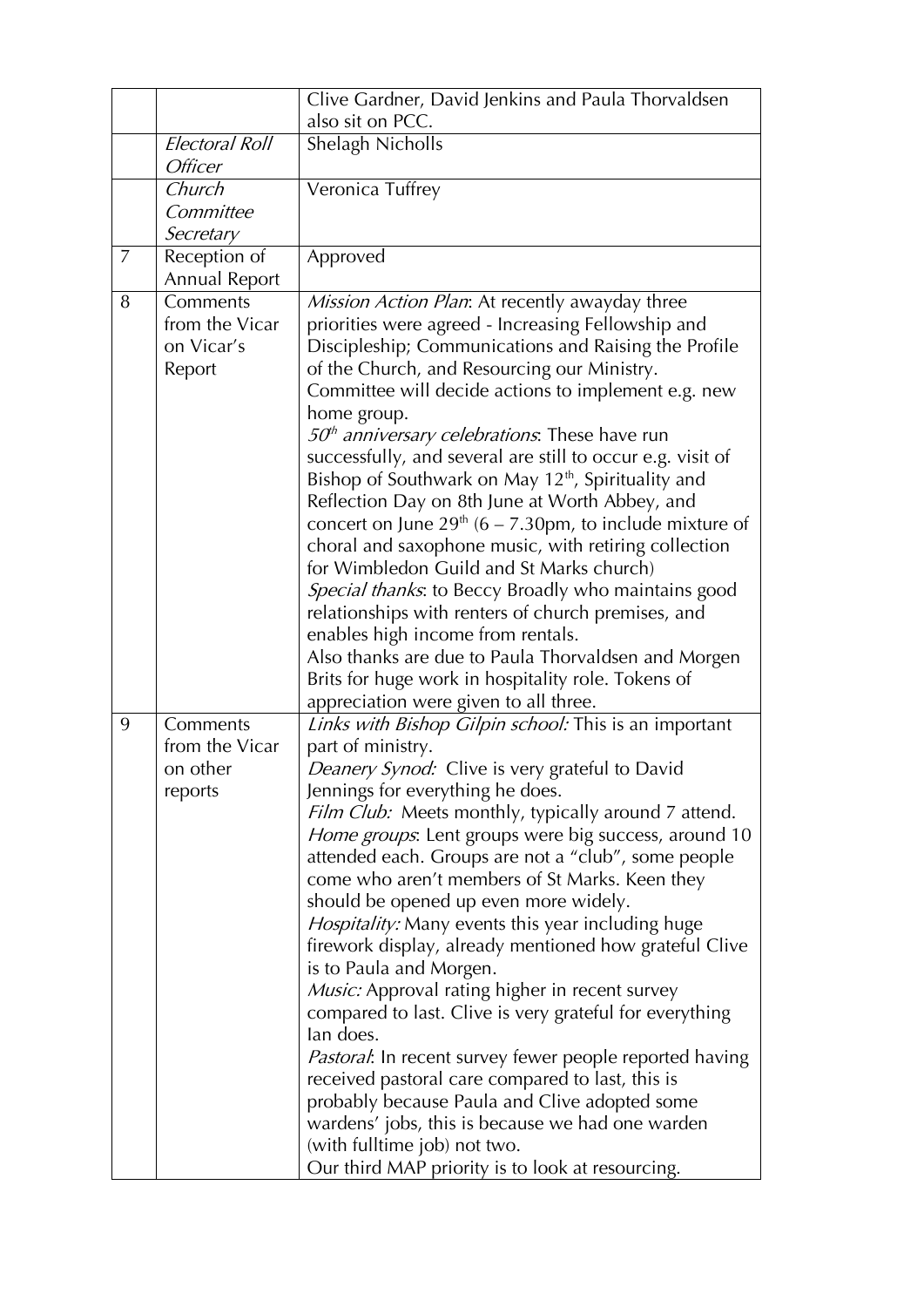| | | |
|---|---|---|
| | | Clive Gardner, David Jenkins and Paula Thorvaldsen also sit on PCC. |
| | *Electoral Roll Officer* | Shelagh Nicholls |
| | *Church Committee Secretary* | Veronica Tuffrey |
| 7 | Reception of Annual Report | Approved |
| 8 | Comments from the Vicar on Vicar's Report | *Mission Action Plan*: At recently awayday three priorities were agreed - Increasing Fellowship and Discipleship; Communications and Raising the Profile of the Church, and Resourcing our Ministry. Committee will decide actions to implement e.g. new home group.<br>*50th anniversary celebrations*: These have run successfully, and several are still to occur e.g. visit of Bishop of Southwark on May 12th, Spirituality and Reflection Day on 8th June at Worth Abbey, and concert on June 29th (6 – 7.30pm, to include mixture of choral and saxophone music, with retiring collection for Wimbledon Guild and St Marks church)<br>*Special thanks*: to Beccy Broadly who maintains good relationships with renters of church premises, and enables high income from rentals.<br>Also thanks are due to Paula Thorvaldsen and Morgen Brits for huge work in hospitality role. Tokens of appreciation were given to all three. |
| 9 | Comments from the Vicar on other reports | *Links with Bishop Gilpin school:* This is an important part of ministry.<br>*Deanery Synod:* Clive is very grateful to David Jennings for everything he does.<br>*Film Club:* Meets monthly, typically around 7 attend.<br>*Home groups*: Lent groups were big success, around 10 attended each. Groups are not a "club", some people come who aren't members of St Marks. Keen they should be opened up even more widely.<br>*Hospitality:* Many events this year including huge firework display, already mentioned how grateful Clive is to Paula and Morgen.<br>*Music:* Approval rating higher in recent survey compared to last. Clive is very grateful for everything Ian does.<br>*Pastoral*: In recent survey fewer people reported having received pastoral care compared to last, this is probably because Paula and Clive adopted some wardens' jobs, this is because we had one warden (with fulltime job) not two.<br>Our third MAP priority is to look at resourcing. |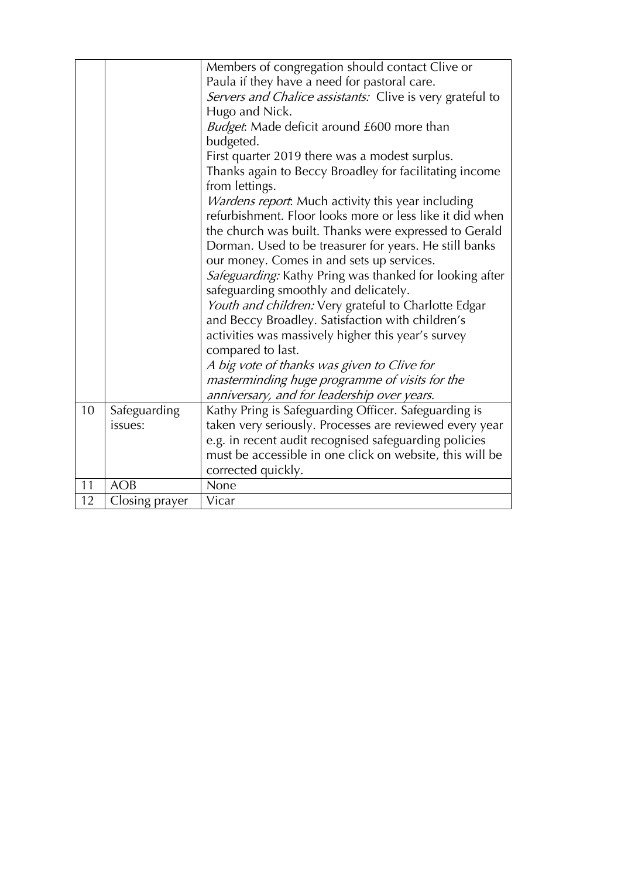| | | |
|---|---|---|
| | | Members of congregation should contact Clive or Paula if they have a need for pastoral care.<br>*Servers and Chalice assistants:* Clive is very grateful to Hugo and Nick.<br>*Budget*: Made deficit around £600 more than budgeted.<br>First quarter 2019 there was a modest surplus.<br>Thanks again to Beccy Broadley for facilitating income from lettings.<br>*Wardens report*: Much activity this year including refurbishment. Floor looks more or less like it did when the church was built. Thanks were expressed to Gerald Dorman. Used to be treasurer for years. He still banks our money. Comes in and sets up services.<br>*Safeguarding:* Kathy Pring was thanked for looking after safeguarding smoothly and delicately.<br>*Youth and children:* Very grateful to Charlotte Edgar and Beccy Broadley. Satisfaction with children's activities was massively higher this year's survey compared to last.<br>*A big vote of thanks was given to Clive for masterminding huge programme of visits for the anniversary, and for leadership over years.* |
| 10 | Safeguarding issues: | Kathy Pring is Safeguarding Officer. Safeguarding is taken very seriously. Processes are reviewed every year e.g. in recent audit recognised safeguarding policies must be accessible in one click on website, this will be corrected quickly. |
| 11 | AOB | None |
| 12 | Closing prayer | Vicar |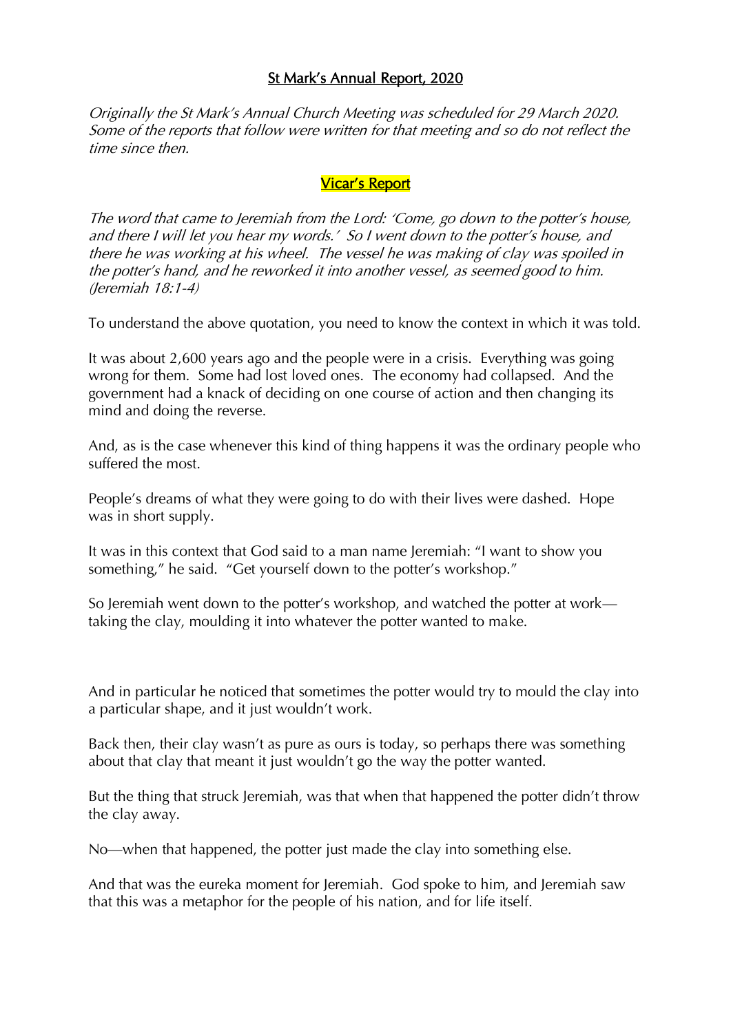# St Mark's Annual Report, 2020

*Originally the St Mark's Annual Church Meeting was scheduled for 29 March 2020. Some of the reports that follow were written for that meeting and so do not reflect the time since then.*

## Vicar's Report

*The word that came to Jeremiah from the Lord: 'Come, go down to the potter's house, and there I will let you hear my words.' So I went down to the potter's house, and there he was working at his wheel. The vessel he was making of clay was spoiled in the potter's hand, and he reworked it into another vessel, as seemed good to him. (Jeremiah 18:1-4)*

To understand the above quotation, you need to know the context in which it was told.

It was about 2,600 years ago and the people were in a crisis. Everything was going wrong for them. Some had lost loved ones. The economy had collapsed. And the government had a knack of deciding on one course of action and then changing its mind and doing the reverse.

And, as is the case whenever this kind of thing happens it was the ordinary people who suffered the most.

People's dreams of what they were going to do with their lives were dashed. Hope was in short supply.

It was in this context that God said to a man name Jeremiah: "I want to show you something," he said. "Get yourself down to the potter's workshop."

So Jeremiah went down to the potter's workshop, and watched the potter at work—taking the clay, moulding it into whatever the potter wanted to make.

And in particular he noticed that sometimes the potter would try to mould the clay into a particular shape, and it just wouldn't work.

Back then, their clay wasn't as pure as ours is today, so perhaps there was something about that clay that meant it just wouldn't go the way the potter wanted.

But the thing that struck Jeremiah, was that when that happened the potter didn't throw the clay away.

No—when that happened, the potter just made the clay into something else.

And that was the eureka moment for Jeremiah. God spoke to him, and Jeremiah saw that this was a metaphor for the people of his nation, and for life itself.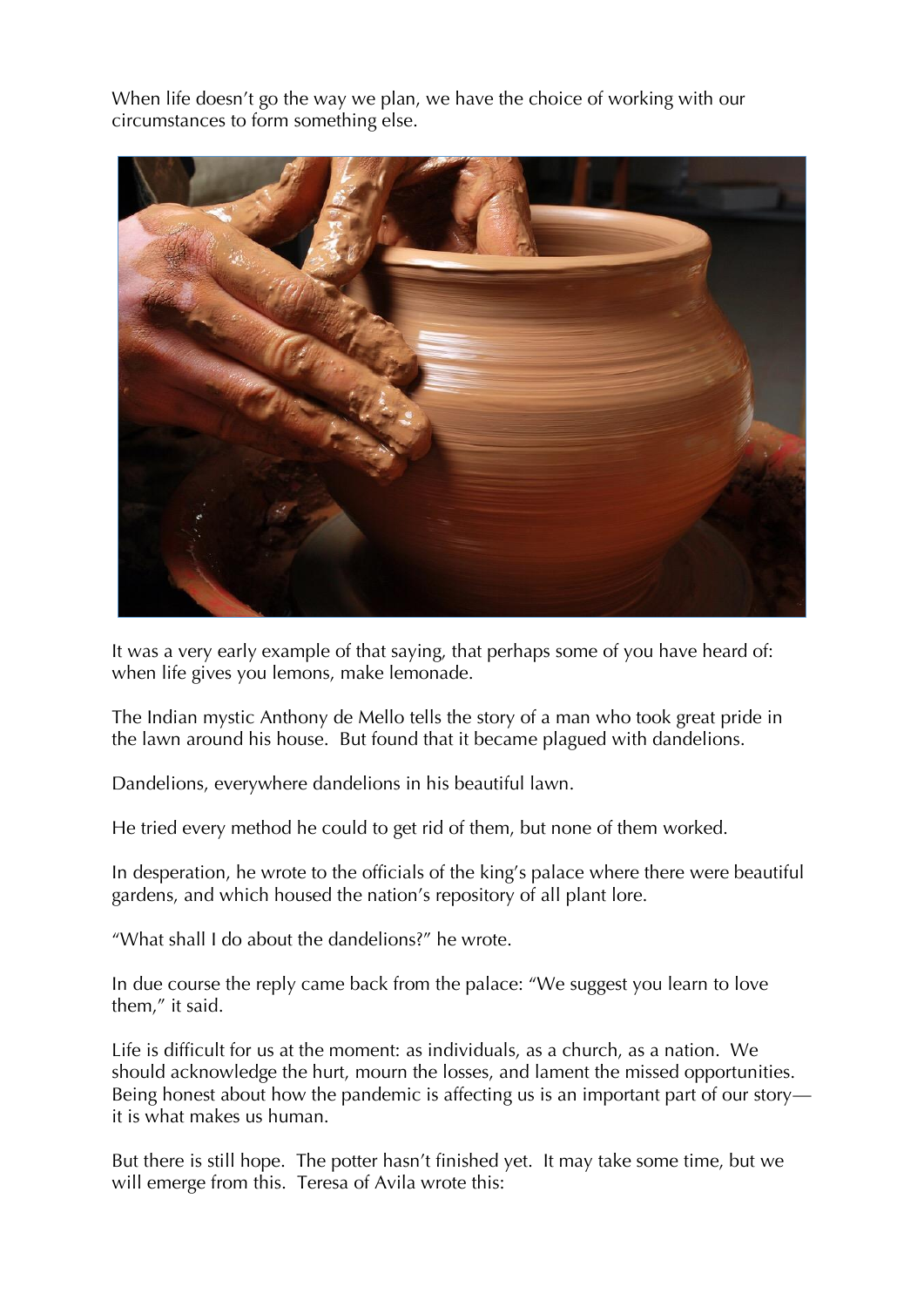When life doesn't go the way we plan, we have the choice of working with our circumstances to form something else.

It was a very early example of that saying, that perhaps some of you have heard of: when life gives you lemons, make lemonade.

The Indian mystic Anthony de Mello tells the story of a man who took great pride in the lawn around his house. But found that it became plagued with dandelions.

Dandelions, everywhere dandelions in his beautiful lawn.

He tried every method he could to get rid of them, but none of them worked.

In desperation, he wrote to the officials of the king's palace where there were beautiful gardens, and which housed the nation's repository of all plant lore.

"What shall I do about the dandelions?" he wrote.

In due course the reply came back from the palace: "We suggest you learn to love them," it said.

Life is difficult for us at the moment: as individuals, as a church, as a nation. We should acknowledge the hurt, mourn the losses, and lament the missed opportunities. Being honest about how the pandemic is affecting us is an important part of our story—it is what makes us human.

But there is still hope. The potter hasn't finished yet. It may take some time, but we will emerge from this. Teresa of Avila wrote this: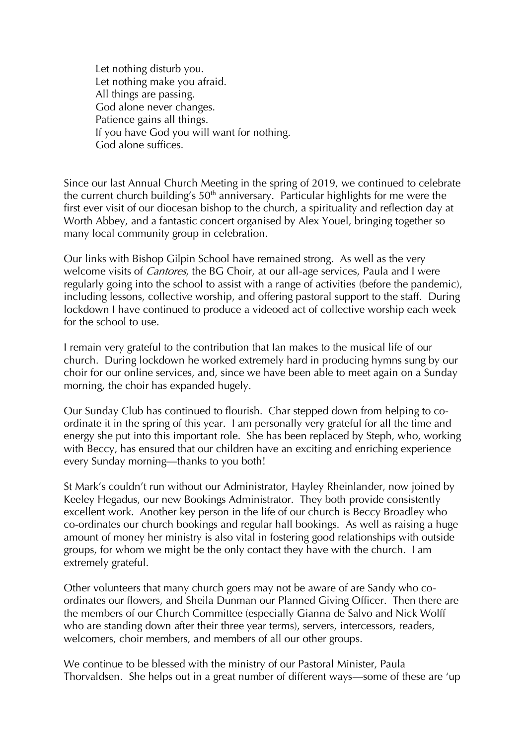Let nothing disturb you.
Let nothing make you afraid.
All things are passing.
God alone never changes.
Patience gains all things.
If you have God you will want for nothing.
God alone suffices.

Since our last Annual Church Meeting in the spring of 2019, we continued to celebrate the current church building's 50th anniversary. Particular highlights for me were the first ever visit of our diocesan bishop to the church, a spirituality and reflection day at Worth Abbey, and a fantastic concert organised by Alex Youel, bringing together so many local community group in celebration.

Our links with Bishop Gilpin School have remained strong. As well as the very welcome visits of *Cantores*, the BG Choir, at our all-age services, Paula and I were regularly going into the school to assist with a range of activities (before the pandemic), including lessons, collective worship, and offering pastoral support to the staff. During lockdown I have continued to produce a videoed act of collective worship each week for the school to use.

I remain very grateful to the contribution that Ian makes to the musical life of our church. During lockdown he worked extremely hard in producing hymns sung by our choir for our online services, and, since we have been able to meet again on a Sunday morning, the choir has expanded hugely.

Our Sunday Club has continued to flourish. Char stepped down from helping to co-ordinate it in the spring of this year. I am personally very grateful for all the time and energy she put into this important role. She has been replaced by Steph, who, working with Beccy, has ensured that our children have an exciting and enriching experience every Sunday morning—thanks to you both!

St Mark's couldn't run without our Administrator, Hayley Rheinlander, now joined by Keeley Hegadus, our new Bookings Administrator. They both provide consistently excellent work. Another key person in the life of our church is Beccy Broadley who co-ordinates our church bookings and regular hall bookings. As well as raising a huge amount of money her ministry is also vital in fostering good relationships with outside groups, for whom we might be the only contact they have with the church. I am extremely grateful.

Other volunteers that many church goers may not be aware of are Sandy who co-ordinates our flowers, and Sheila Dunman our Planned Giving Officer. Then there are the members of our Church Committee (especially Gianna de Salvo and Nick Wolff who are standing down after their three year terms), servers, intercessors, readers, welcomers, choir members, and members of all our other groups.

We continue to be blessed with the ministry of our Pastoral Minister, Paula Thorvaldsen. She helps out in a great number of different ways—some of these are 'up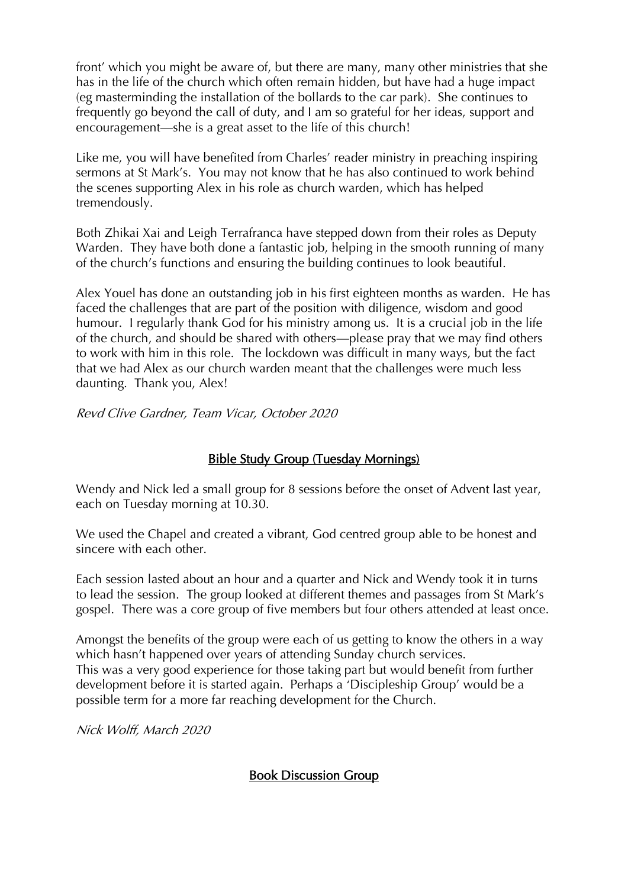front' which you might be aware of, but there are many, many other ministries that she has in the life of the church which often remain hidden, but have had a huge impact (eg masterminding the installation of the bollards to the car park). She continues to frequently go beyond the call of duty, and I am so grateful for her ideas, support and encouragement—she is a great asset to the life of this church!

Like me, you will have benefited from Charles' reader ministry in preaching inspiring sermons at St Mark's. You may not know that he has also continued to work behind the scenes supporting Alex in his role as church warden, which has helped tremendously.

Both Zhikai Xai and Leigh Terrafranca have stepped down from their roles as Deputy Warden. They have both done a fantastic job, helping in the smooth running of many of the church's functions and ensuring the building continues to look beautiful.

Alex Youel has done an outstanding job in his first eighteen months as warden. He has faced the challenges that are part of the position with diligence, wisdom and good humour. I regularly thank God for his ministry among us. It is a crucial job in the life of the church, and should be shared with others—please pray that we may find others to work with him in this role. The lockdown was difficult in many ways, but the fact that we had Alex as our church warden meant that the challenges were much less daunting. Thank you, Alex!

*Revd Clive Gardner, Team Vicar, October 2020*

## Bible Study Group (Tuesday Mornings)

Wendy and Nick led a small group for 8 sessions before the onset of Advent last year, each on Tuesday morning at 10.30.

We used the Chapel and created a vibrant, God centred group able to be honest and sincere with each other.

Each session lasted about an hour and a quarter and Nick and Wendy took it in turns to lead the session. The group looked at different themes and passages from St Mark's gospel. There was a core group of five members but four others attended at least once.

Amongst the benefits of the group were each of us getting to know the others in a way which hasn't happened over years of attending Sunday church services.
This was a very good experience for those taking part but would benefit from further development before it is started again. Perhaps a 'Discipleship Group' would be a possible term for a more far reaching development for the Church.

*Nick Wolff, March 2020*

## Book Discussion Group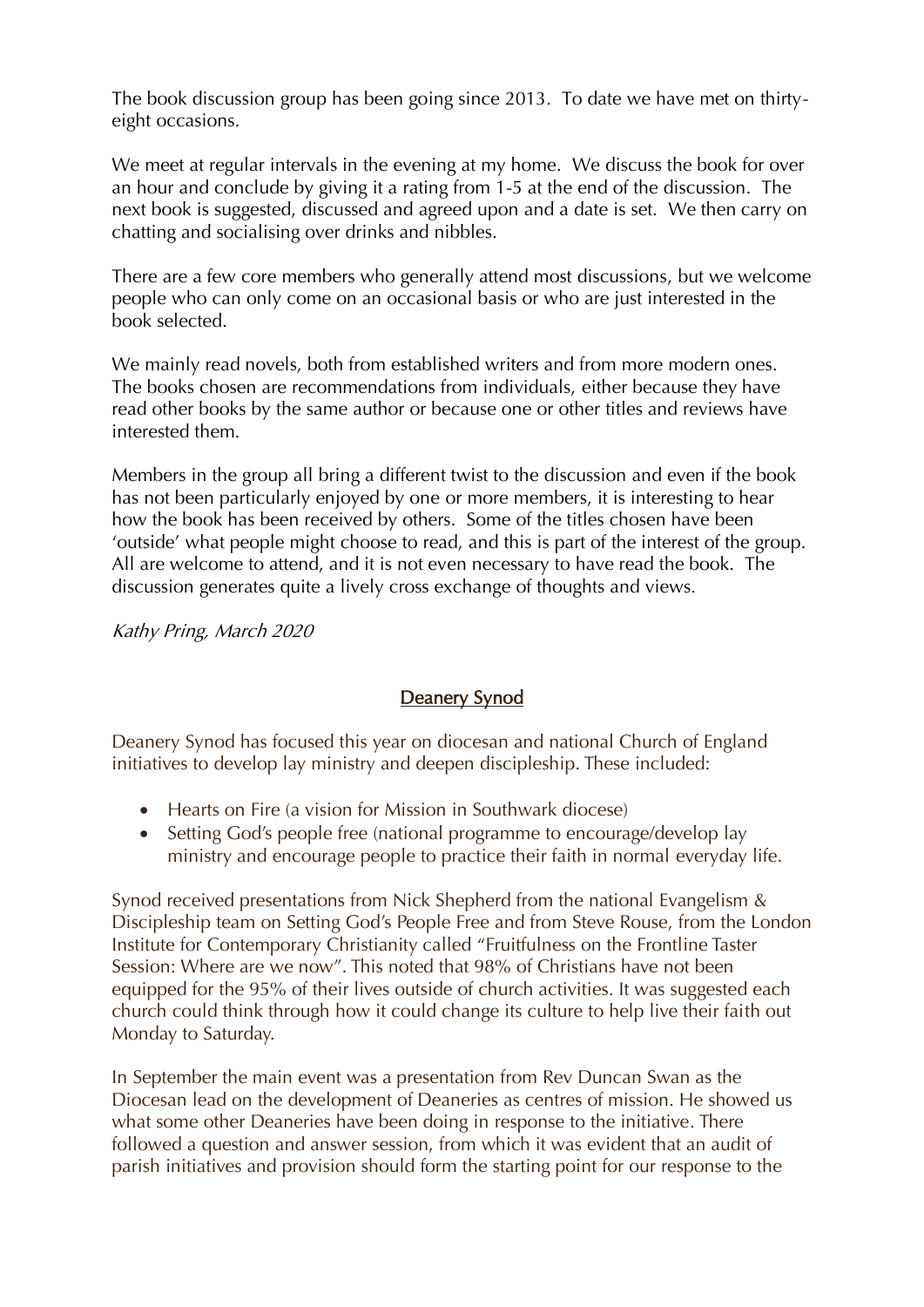The book discussion group has been going since 2013. To date we have met on thirty-eight occasions.

We meet at regular intervals in the evening at my home. We discuss the book for over an hour and conclude by giving it a rating from 1-5 at the end of the discussion. The next book is suggested, discussed and agreed upon and a date is set. We then carry on chatting and socialising over drinks and nibbles.

There are a few core members who generally attend most discussions, but we welcome people who can only come on an occasional basis or who are just interested in the book selected.

We mainly read novels, both from established writers and from more modern ones. The books chosen are recommendations from individuals, either because they have read other books by the same author or because one or other titles and reviews have interested them.

Members in the group all bring a different twist to the discussion and even if the book has not been particularly enjoyed by one or more members, it is interesting to hear how the book has been received by others. Some of the titles chosen have been 'outside' what people might choose to read, and this is part of the interest of the group. All are welcome to attend, and it is not even necessary to have read the book. The discussion generates quite a lively cross exchange of thoughts and views.

*Kathy Pring, March 2020*

## Deanery Synod

Deanery Synod has focused this year on diocesan and national Church of England initiatives to develop lay ministry and deepen discipleship. These included:

- Hearts on Fire (a vision for Mission in Southwark diocese)
- Setting God's people free (national programme to encourage/develop lay ministry and encourage people to practice their faith in normal everyday life.

Synod received presentations from Nick Shepherd from the national Evangelism & Discipleship team on Setting God's People Free and from Steve Rouse, from the London Institute for Contemporary Christianity called "Fruitfulness on the Frontline Taster Session: Where are we now". This noted that 98% of Christians have not been equipped for the 95% of their lives outside of church activities. It was suggested each church could think through how it could change its culture to help live their faith out Monday to Saturday.

In September the main event was a presentation from Rev Duncan Swan as the Diocesan lead on the development of Deaneries as centres of mission. He showed us what some other Deaneries have been doing in response to the initiative. There followed a question and answer session, from which it was evident that an audit of parish initiatives and provision should form the starting point for our response to the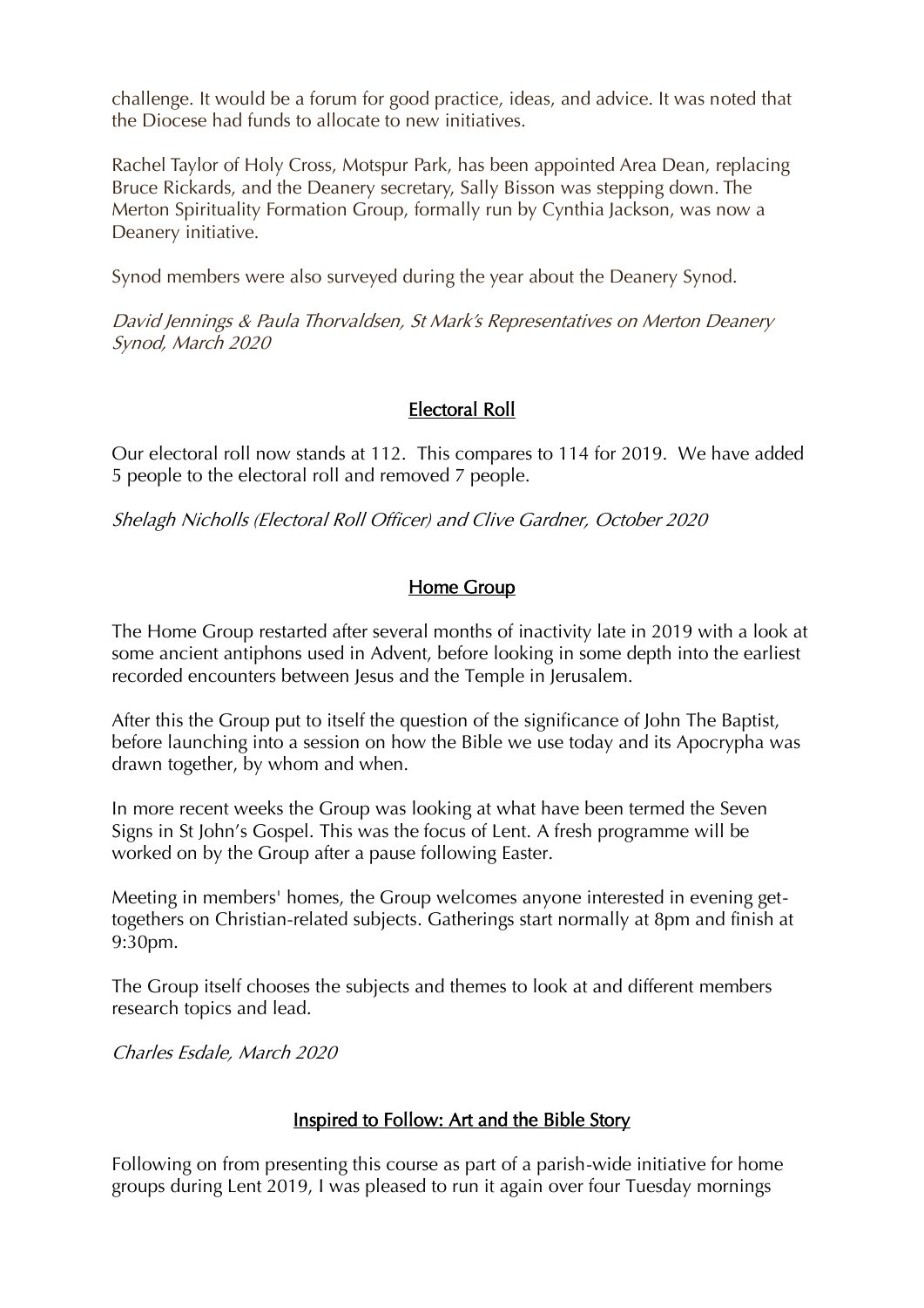challenge. It would be a forum for good practice, ideas, and advice. It was noted that the Diocese had funds to allocate to new initiatives.

Rachel Taylor of Holy Cross, Motspur Park, has been appointed Area Dean, replacing Bruce Rickards, and the Deanery secretary, Sally Bisson was stepping down. The Merton Spirituality Formation Group, formally run by Cynthia Jackson, was now a Deanery initiative.

Synod members were also surveyed during the year about the Deanery Synod.

*David Jennings & Paula Thorvaldsen, St Mark's Representatives on Merton Deanery Synod, March 2020*

## Electoral Roll

Our electoral roll now stands at 112. This compares to 114 for 2019. We have added 5 people to the electoral roll and removed 7 people.

*Shelagh Nicholls (Electoral Roll Officer) and Clive Gardner, October 2020*

## Home Group

The Home Group restarted after several months of inactivity late in 2019 with a look at some ancient antiphons used in Advent, before looking in some depth into the earliest recorded encounters between Jesus and the Temple in Jerusalem.

After this the Group put to itself the question of the significance of John The Baptist, before launching into a session on how the Bible we use today and its Apocrypha was drawn together, by whom and when.

In more recent weeks the Group was looking at what have been termed the Seven Signs in St John's Gospel. This was the focus of Lent. A fresh programme will be worked on by the Group after a pause following Easter.

Meeting in members' homes, the Group welcomes anyone interested in evening get-togethers on Christian-related subjects. Gatherings start normally at 8pm and finish at 9:30pm.

The Group itself chooses the subjects and themes to look at and different members research topics and lead.

*Charles Esdale, March 2020*

## Inspired to Follow: Art and the Bible Story

Following on from presenting this course as part of a parish-wide initiative for home groups during Lent 2019, I was pleased to run it again over four Tuesday mornings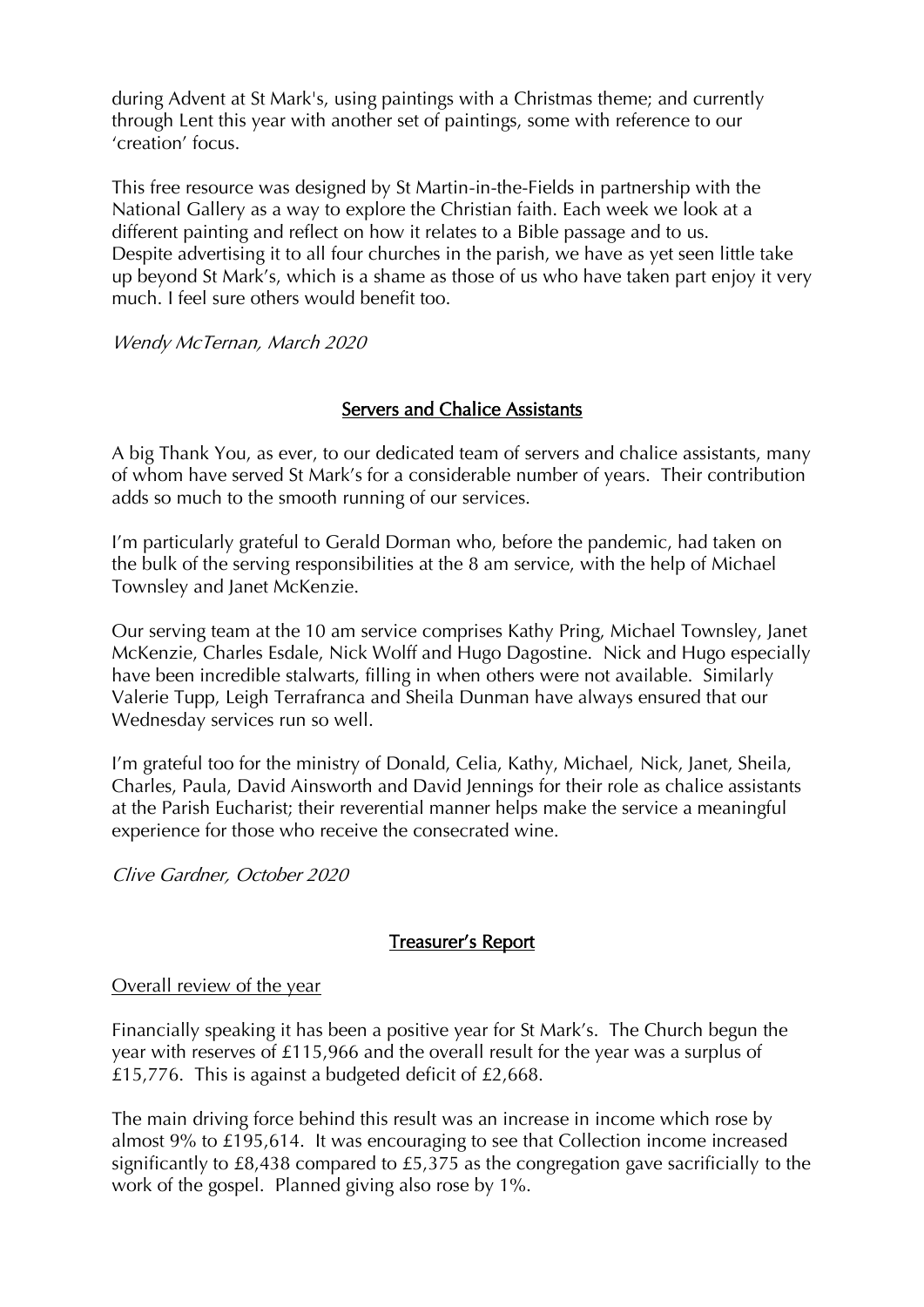during Advent at St Mark's, using paintings with a Christmas theme; and currently through Lent this year with another set of paintings, some with reference to our 'creation' focus.

This free resource was designed by St Martin-in-the-Fields in partnership with the National Gallery as a way to explore the Christian faith. Each week we look at a different painting and reflect on how it relates to a Bible passage and to us. Despite advertising it to all four churches in the parish, we have as yet seen little take up beyond St Mark's, which is a shame as those of us who have taken part enjoy it very much. I feel sure others would benefit too.

*Wendy McTernan, March 2020*

## Servers and Chalice Assistants

A big Thank You, as ever, to our dedicated team of servers and chalice assistants, many of whom have served St Mark's for a considerable number of years. Their contribution adds so much to the smooth running of our services.

I'm particularly grateful to Gerald Dorman who, before the pandemic, had taken on the bulk of the serving responsibilities at the 8 am service, with the help of Michael Townsley and Janet McKenzie.

Our serving team at the 10 am service comprises Kathy Pring, Michael Townsley, Janet McKenzie, Charles Esdale, Nick Wolff and Hugo Dagostine. Nick and Hugo especially have been incredible stalwarts, filling in when others were not available. Similarly Valerie Tupp, Leigh Terrafranca and Sheila Dunman have always ensured that our Wednesday services run so well.

I'm grateful too for the ministry of Donald, Celia, Kathy, Michael, Nick, Janet, Sheila, Charles, Paula, David Ainsworth and David Jennings for their role as chalice assistants at the Parish Eucharist; their reverential manner helps make the service a meaningful experience for those who receive the consecrated wine.

*Clive Gardner, October 2020*

## Treasurer's Report

Overall review of the year

Financially speaking it has been a positive year for St Mark's. The Church begun the year with reserves of £115,966 and the overall result for the year was a surplus of £15,776. This is against a budgeted deficit of £2,668.

The main driving force behind this result was an increase in income which rose by almost 9% to £195,614. It was encouraging to see that Collection income increased significantly to £8,438 compared to £5,375 as the congregation gave sacrificially to the work of the gospel. Planned giving also rose by 1%.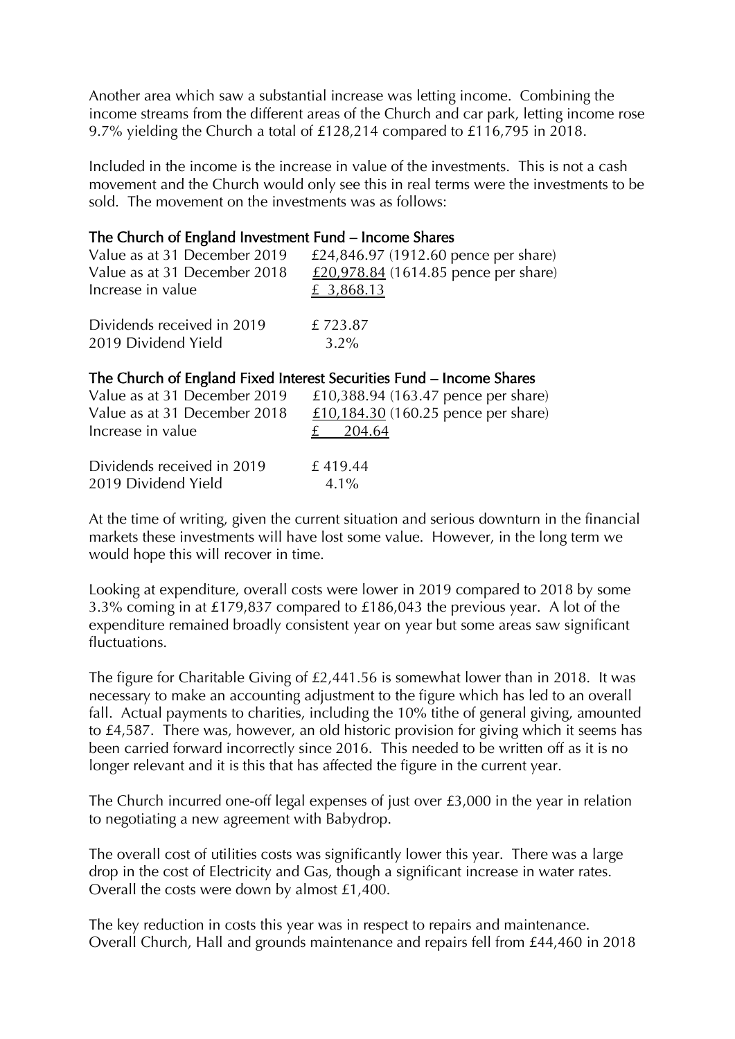Another area which saw a substantial increase was letting income. Combining the income streams from the different areas of the Church and car park, letting income rose 9.7% yielding the Church a total of £128,214 compared to £116,795 in 2018.

Included in the income is the increase in value of the investments. This is not a cash movement and the Church would only see this in real terms were the investments to be sold. The movement on the investments was as follows:

### The Church of England Investment Fund – Income Shares

| | |
|---|---|
| Value as at 31 December 2019 | £24,846.97 (1912.60 pence per share) |
| Value as at 31 December 2018 | £20,978.84 (1614.85 pence per share) |
| Increase in value | £ 3,868.13 |
| | |
| Dividends received in 2019 | £ 723.87 |
| 2019 Dividend Yield | 3.2% |

### The Church of England Fixed Interest Securities Fund – Income Shares

| | |
|---|---|
| Value as at 31 December 2019 | £10,388.94 (163.47 pence per share) |
| Value as at 31 December 2018 | £10,184.30 (160.25 pence per share) |
| Increase in value | £ 204.64 |
| | |
| Dividends received in 2019 | £ 419.44 |
| 2019 Dividend Yield | 4.1% |

At the time of writing, given the current situation and serious downturn in the financial markets these investments will have lost some value. However, in the long term we would hope this will recover in time.

Looking at expenditure, overall costs were lower in 2019 compared to 2018 by some 3.3% coming in at £179,837 compared to £186,043 the previous year. A lot of the expenditure remained broadly consistent year on year but some areas saw significant fluctuations.

The figure for Charitable Giving of £2,441.56 is somewhat lower than in 2018. It was necessary to make an accounting adjustment to the figure which has led to an overall fall. Actual payments to charities, including the 10% tithe of general giving, amounted to £4,587. There was, however, an old historic provision for giving which it seems has been carried forward incorrectly since 2016. This needed to be written off as it is no longer relevant and it is this that has affected the figure in the current year.

The Church incurred one-off legal expenses of just over £3,000 in the year in relation to negotiating a new agreement with Babydrop.

The overall cost of utilities costs was significantly lower this year. There was a large drop in the cost of Electricity and Gas, though a significant increase in water rates. Overall the costs were down by almost £1,400.

The key reduction in costs this year was in respect to repairs and maintenance. Overall Church, Hall and grounds maintenance and repairs fell from £44,460 in 2018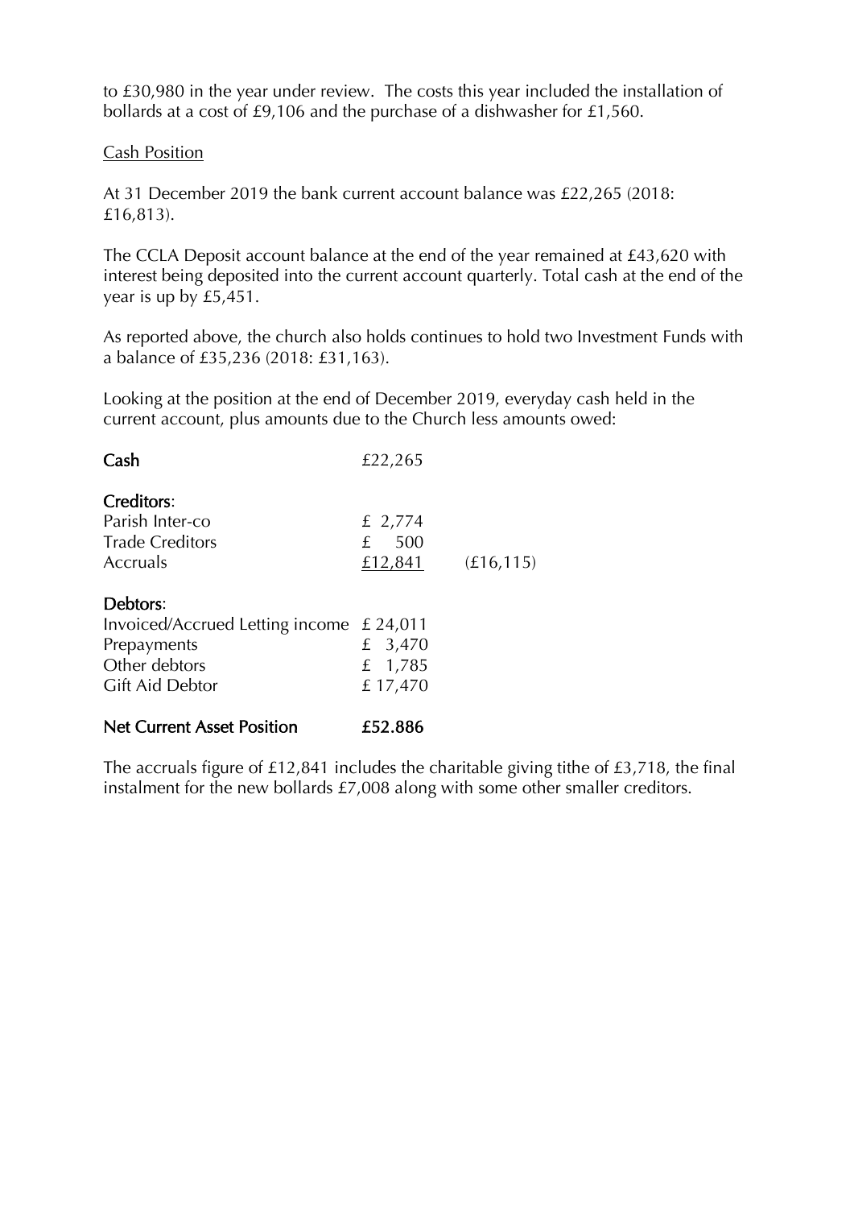to £30,980 in the year under review. The costs this year included the installation of bollards at a cost of £9,106 and the purchase of a dishwasher for £1,560.

Cash Position

At 31 December 2019 the bank current account balance was £22,265 (2018: £16,813).

The CCLA Deposit account balance at the end of the year remained at £43,620 with interest being deposited into the current account quarterly. Total cash at the end of the year is up by £5,451.

As reported above, the church also holds continues to hold two Investment Funds with a balance of £35,236 (2018: £31,163).

Looking at the position at the end of December 2019, everyday cash held in the current account, plus amounts due to the Church less amounts owed:

| | | |
|---|---|---|
| **Cash** | £22,265 | |
| **Creditors**: | | |
| Parish Inter-co | £ 2,774 | |
| Trade Creditors | £ 500 | |
| Accruals | £12,841 | (£16,115) |
| **Debtors**: | | |
| Invoiced/Accrued Letting income | £ 24,011 | |
| Prepayments | £ 3,470 | |
| Other debtors | £ 1,785 | |
| Gift Aid Debtor | £ 17,470 | |
| **Net Current Asset Position** | **£52.886** | |

The accruals figure of £12,841 includes the charitable giving tithe of £3,718, the final instalment for the new bollards £7,008 along with some other smaller creditors.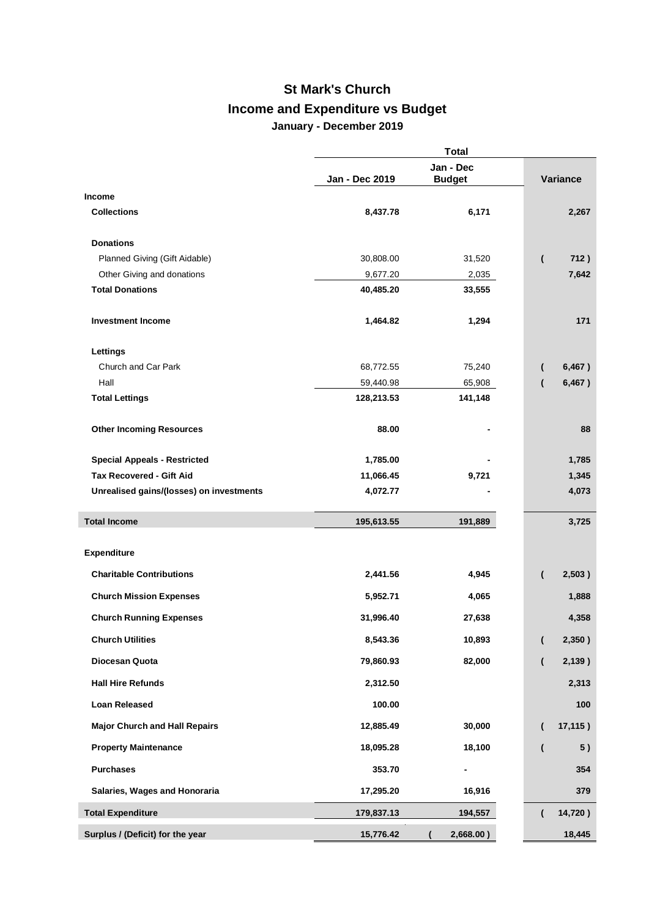# St Mark's Church

## Income and Expenditure vs Budget

### January - December 2019

| | Total | | |
|---|---|---|---|
| | Jan - Dec 2019 | Jan - Dec Budget | Variance |
| **Income** | | | |
| **Collections** | **8,437.78** | **6,171** | **2,267** |
| **Donations** | | | |
| Planned Giving (Gift Aidable) | 30,808.00 | 31,520 | **( 712 )** |
| Other Giving and donations | 9,677.20 | 2,035 | **7,642** |
| **Total Donations** | **40,485.20** | **33,555** | |
| **Investment Income** | **1,464.82** | **1,294** | **171** |
| **Lettings** | | | |
| Church and Car Park | 68,772.55 | 75,240 | **( 6,467 )** |
| Hall | 59,440.98 | 65,908 | **( 6,467 )** |
| **Total Lettings** | **128,213.53** | **141,148** | |
| **Other Incoming Resources** | **88.00** | **-** | **88** |
| **Special Appeals - Restricted** | **1,785.00** | **-** | **1,785** |
| **Tax Recovered - Gift Aid** | **11,066.45** | **9,721** | **1,345** |
| **Unrealised gains/(losses) on investments** | **4,072.77** | **-** | **4,073** |
| **Total Income** | **195,613.55** | **191,889** | **3,725** |
| **Expenditure** | | | |
| **Charitable Contributions** | **2,441.56** | **4,945** | **( 2,503 )** |
| **Church Mission Expenses** | **5,952.71** | **4,065** | **1,888** |
| **Church Running Expenses** | **31,996.40** | **27,638** | **4,358** |
| **Church Utilities** | **8,543.36** | **10,893** | **( 2,350 )** |
| **Diocesan Quota** | **79,860.93** | **82,000** | **( 2,139 )** |
| **Hall Hire Refunds** | **2,312.50** | | **2,313** |
| **Loan Released** | **100.00** | | **100** |
| **Major Church and Hall Repairs** | **12,885.49** | **30,000** | **( 17,115 )** |
| **Property Maintenance** | **18,095.28** | **18,100** | **( 5 )** |
| **Purchases** | **353.70** | **-** | **354** |
| **Salaries, Wages and Honoraria** | **17,295.20** | **16,916** | **379** |
| **Total Expenditure** | **179,837.13** | **194,557** | **( 14,720 )** |
| **Surplus / (Deficit) for the year** | **15,776.42** | **( 2,668.00 )** | **18,445** |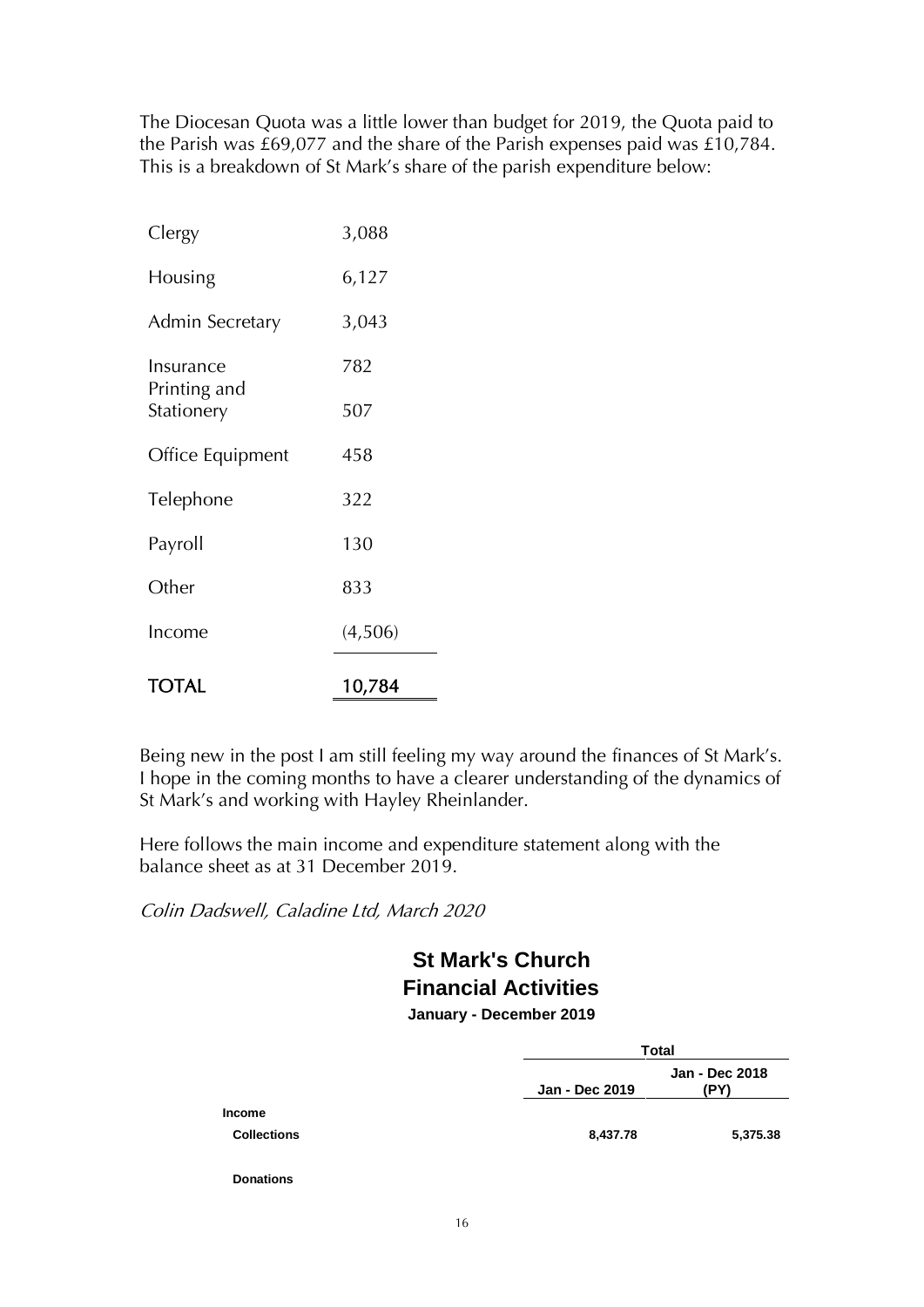The Diocesan Quota was a little lower than budget for 2019, the Quota paid to the Parish was £69,077 and the share of the Parish expenses paid was £10,784. This is a breakdown of St Mark's share of the parish expenditure below:

| | |
|---|---|
| Clergy | 3,088 |
| Housing | 6,127 |
| Admin Secretary | 3,043 |
| Insurance | 782 |
| Printing and Stationery | 507 |
| Office Equipment | 458 |
| Telephone | 322 |
| Payroll | 130 |
| Other | 833 |
| Income | (4,506) |
| **TOTAL** | **10,784** |

Being new in the post I am still feeling my way around the finances of St Mark's. I hope in the coming months to have a clearer understanding of the dynamics of St Mark's and working with Hayley Rheinlander.

Here follows the main income and expenditure statement along with the balance sheet as at 31 December 2019.

*Colin Dadswell, Caladine Ltd, March 2020*

## St Mark's Church
## Financial Activities

**January - December 2019**

| | Total | |
|---|---|---|
| | **Jan - Dec 2019** | **Jan - Dec 2018 (PY)** |
| **Income** | | |
| **Collections** | **8,437.78** | **5,375.38** |
| **Donations** | | |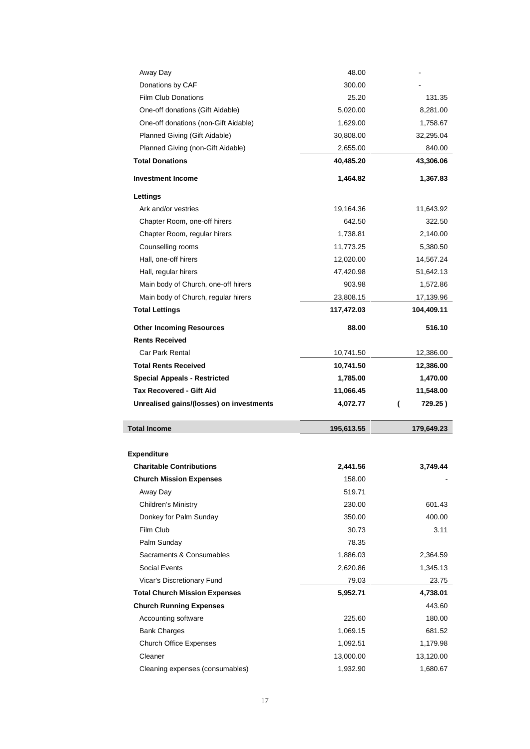| | | |
|---|---|---|
| Away Day | 48.00 | - |
| Donations by CAF | 300.00 | - |
| Film Club Donations | 25.20 | 131.35 |
| One-off donations (Gift Aidable) | 5,020.00 | 8,281.00 |
| One-off donations (non-Gift Aidable) | 1,629.00 | 1,758.67 |
| Planned Giving (Gift Aidable) | 30,808.00 | 32,295.04 |
| Planned Giving (non-Gift Aidable) | 2,655.00 | 840.00 |
| **Total Donations** | **40,485.20** | **43,306.06** |
| **Investment Income** | **1,464.82** | **1,367.83** |
| **Lettings** | | |
| Ark and/or vestries | 19,164.36 | 11,643.92 |
| Chapter Room, one-off hirers | 642.50 | 322.50 |
| Chapter Room, regular hirers | 1,738.81 | 2,140.00 |
| Counselling rooms | 11,773.25 | 5,380.50 |
| Hall, one-off hirers | 12,020.00 | 14,567.24 |
| Hall, regular hirers | 47,420.98 | 51,642.13 |
| Main body of Church, one-off hirers | 903.98 | 1,572.86 |
| Main body of Church, regular hirers | 23,808.15 | 17,139.96 |
| **Total Lettings** | **117,472.03** | **104,409.11** |
| **Other Incoming Resources** | **88.00** | **516.10** |
| **Rents Received** | | |
| Car Park Rental | 10,741.50 | 12,386.00 |
| **Total Rents Received** | **10,741.50** | **12,386.00** |
| **Special Appeals - Restricted** | **1,785.00** | **1,470.00** |
| **Tax Recovered - Gift Aid** | **11,066.45** | **11,548.00** |
| **Unrealised gains/(losses) on investments** | **4,072.77** | **( 729.25 )** |
| **Total Income** | **195,613.55** | **179,649.23** |
| | | |
| **Expenditure** | | |
| **Charitable Contributions** | **2,441.56** | **3,749.44** |
| **Church Mission Expenses** | 158.00 | - |
| Away Day | 519.71 | |
| Children's Ministry | 230.00 | 601.43 |
| Donkey for Palm Sunday | 350.00 | 400.00 |
| Film Club | 30.73 | 3.11 |
| Palm Sunday | 78.35 | |
| Sacraments & Consumables | 1,886.03 | 2,364.59 |
| Social Events | 2,620.86 | 1,345.13 |
| Vicar's Discretionary Fund | 79.03 | 23.75 |
| **Total Church Mission Expenses** | **5,952.71** | **4,738.01** |
| **Church Running Expenses** | | 443.60 |
| Accounting software | 225.60 | 180.00 |
| Bank Charges | 1,069.15 | 681.52 |
| Church Office Expenses | 1,092.51 | 1,179.98 |
| Cleaner | 13,000.00 | 13,120.00 |
| Cleaning expenses (consumables) | 1,932.90 | 1,680.67 |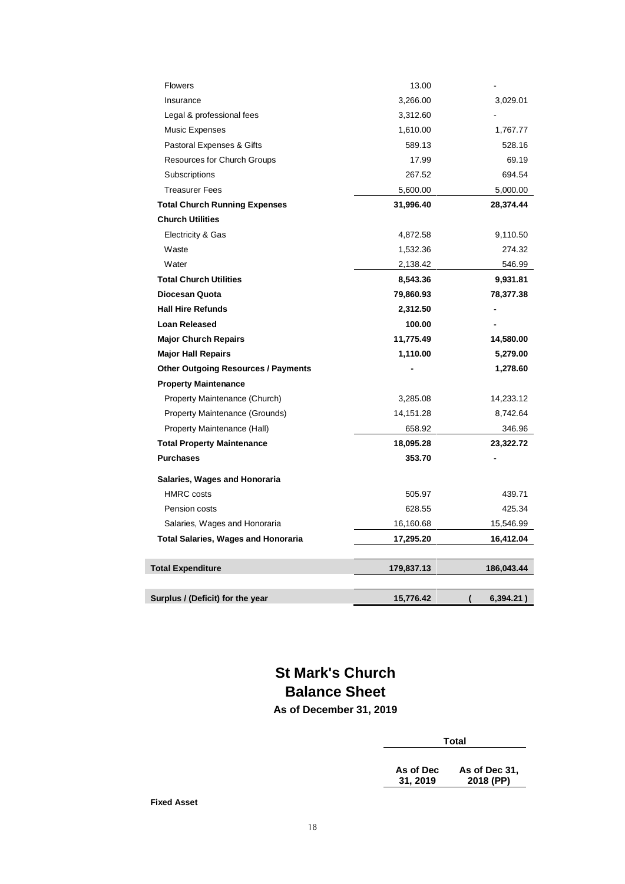| | | |
|---|---|---|
| Flowers | 13.00 | - |
| Insurance | 3,266.00 | 3,029.01 |
| Legal & professional fees | 3,312.60 | - |
| Music Expenses | 1,610.00 | 1,767.77 |
| Pastoral Expenses & Gifts | 589.13 | 528.16 |
| Resources for Church Groups | 17.99 | 69.19 |
| Subscriptions | 267.52 | 694.54 |
| Treasurer Fees | 5,600.00 | 5,000.00 |
| **Total Church Running Expenses** | **31,996.40** | **28,374.44** |
| **Church Utilities** | | |
| Electricity & Gas | 4,872.58 | 9,110.50 |
| Waste | 1,532.36 | 274.32 |
| Water | 2,138.42 | 546.99 |
| **Total Church Utilities** | **8,543.36** | **9,931.81** |
| **Diocesan Quota** | **79,860.93** | **78,377.38** |
| **Hall Hire Refunds** | **2,312.50** | **-** |
| **Loan Released** | **100.00** | **-** |
| **Major Church Repairs** | **11,775.49** | **14,580.00** |
| **Major Hall Repairs** | **1,110.00** | **5,279.00** |
| **Other Outgoing Resources / Payments** | **-** | **1,278.60** |
| **Property Maintenance** | | |
| Property Maintenance (Church) | 3,285.08 | 14,233.12 |
| Property Maintenance (Grounds) | 14,151.28 | 8,742.64 |
| Property Maintenance (Hall) | 658.92 | 346.96 |
| **Total Property Maintenance** | **18,095.28** | **23,322.72** |
| **Purchases** | **353.70** | **-** |
| **Salaries, Wages and Honoraria** | | |
| HMRC costs | 505.97 | 439.71 |
| Pension costs | 628.55 | 425.34 |
| Salaries, Wages and Honoraria | 16,160.68 | 15,546.99 |
| **Total Salaries, Wages and Honoraria** | **17,295.20** | **16,412.04** |
| **Total Expenditure** | **179,837.13** | **186,043.44** |
| **Surplus / (Deficit) for the year** | **15,776.42** | **( 6,394.21 )** |

# St Mark's Church
# Balance Sheet
### As of December 31, 2019

| | Total | |
|---|---|---|
| | As of Dec 31, 2019 | As of Dec 31, 2018 (PP) |
| **Fixed Asset** | | |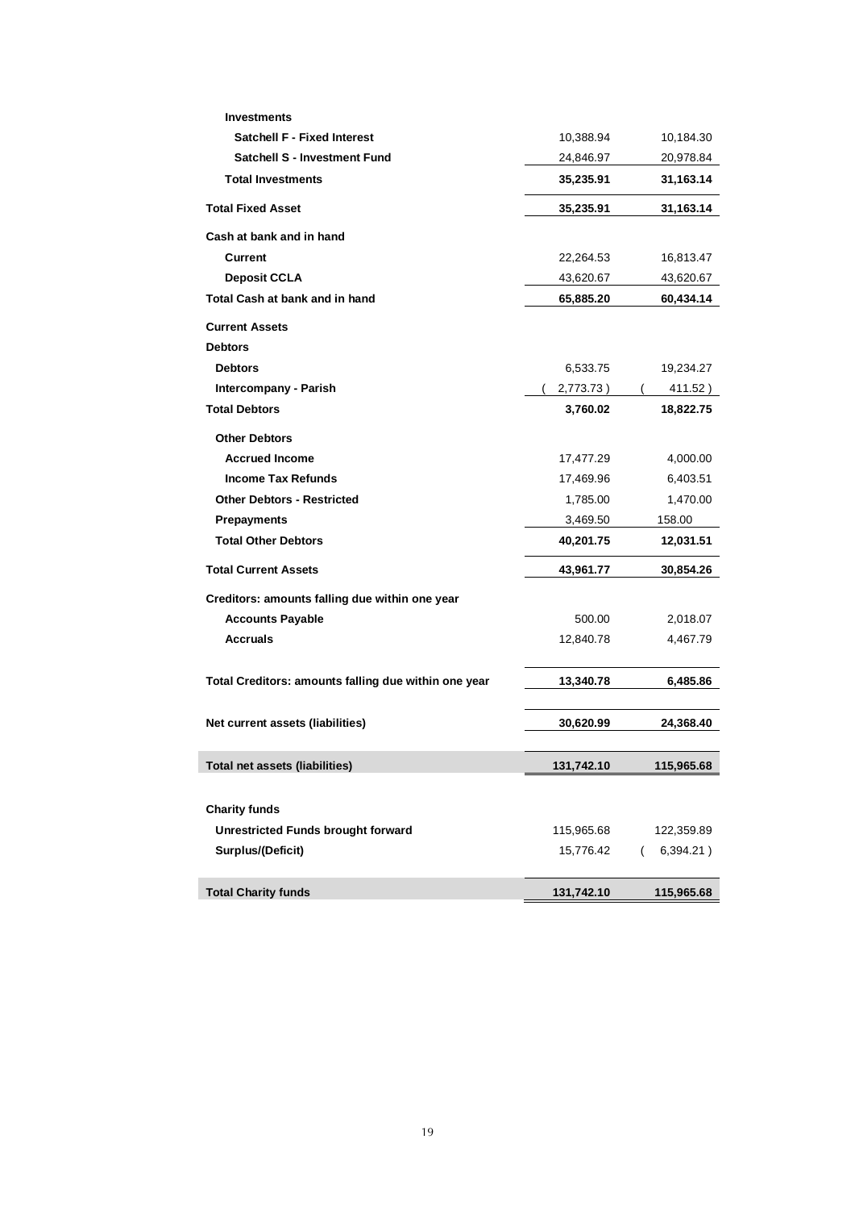| | | |
|---|---|---|
| **Investments** | | |
| **Satchell F - Fixed Interest** | 10,388.94 | 10,184.30 |
| **Satchell S - Investment Fund** | 24,846.97 | 20,978.84 |
| **Total Investments** | **35,235.91** | **31,163.14** |
| **Total Fixed Asset** | **35,235.91** | **31,163.14** |
| **Cash at bank and in hand** | | |
| **Current** | 22,264.53 | 16,813.47 |
| **Deposit CCLA** | 43,620.67 | 43,620.67 |
| **Total Cash at bank and in hand** | **65,885.20** | **60,434.14** |
| **Current Assets** | | |
| **Debtors** | | |
| **Debtors** | 6,533.75 | 19,234.27 |
| **Intercompany - Parish** | ( 2,773.73 ) | ( 411.52 ) |
| **Total Debtors** | **3,760.02** | **18,822.75** |
| **Other Debtors** | | |
| **Accrued Income** | 17,477.29 | 4,000.00 |
| **Income Tax Refunds** | 17,469.96 | 6,403.51 |
| **Other Debtors - Restricted** | 1,785.00 | 1,470.00 |
| **Prepayments** | 3,469.50 | 158.00 |
| **Total Other Debtors** | **40,201.75** | **12,031.51** |
| **Total Current Assets** | **43,961.77** | **30,854.26** |
| **Creditors: amounts falling due within one year** | | |
| **Accounts Payable** | 500.00 | 2,018.07 |
| **Accruals** | 12,840.78 | 4,467.79 |
| **Total Creditors: amounts falling due within one year** | **13,340.78** | **6,485.86** |
| **Net current assets (liabilities)** | **30,620.99** | **24,368.40** |
| **Total net assets (liabilities)** | **131,742.10** | **115,965.68** |
| **Charity funds** | | |
| **Unrestricted Funds brought forward** | 115,965.68 | 122,359.89 |
| **Surplus/(Deficit)** | 15,776.42 | ( 6,394.21 ) |
| **Total Charity funds** | **131,742.10** | **115,965.68** |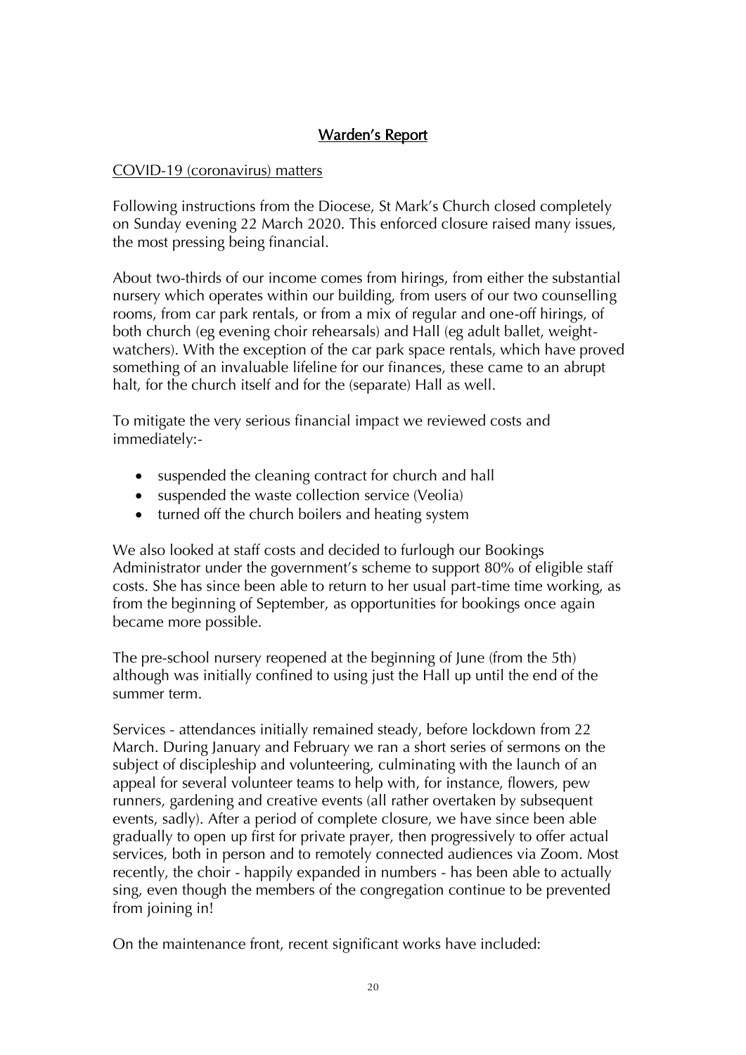## Warden's Report

COVID-19 (coronavirus) matters

Following instructions from the Diocese, St Mark's Church closed completely on Sunday evening 22 March 2020. This enforced closure raised many issues, the most pressing being financial.

About two-thirds of our income comes from hirings, from either the substantial nursery which operates within our building, from users of our two counselling rooms, from car park rentals, or from a mix of regular and one-off hirings, of both church (eg evening choir rehearsals) and Hall (eg adult ballet, weight-watchers). With the exception of the car park space rentals, which have proved something of an invaluable lifeline for our finances, these came to an abrupt halt, for the church itself and for the (separate) Hall as well.

To mitigate the very serious financial impact we reviewed costs and immediately:-

- suspended the cleaning contract for church and hall
- suspended the waste collection service (Veolia)
- turned off the church boilers and heating system

We also looked at staff costs and decided to furlough our Bookings Administrator under the government's scheme to support 80% of eligible staff costs. She has since been able to return to her usual part-time time working, as from the beginning of September, as opportunities for bookings once again became more possible.

The pre-school nursery reopened at the beginning of June (from the 5th) although was initially confined to using just the Hall up until the end of the summer term.

Services - attendances initially remained steady, before lockdown from 22 March. During January and February we ran a short series of sermons on the subject of discipleship and volunteering, culminating with the launch of an appeal for several volunteer teams to help with, for instance, flowers, pew runners, gardening and creative events (all rather overtaken by subsequent events, sadly). After a period of complete closure, we have since been able gradually to open up first for private prayer, then progressively to offer actual services, both in person and to remotely connected audiences via Zoom. Most recently, the choir - happily expanded in numbers - has been able to actually sing, even though the members of the congregation continue to be prevented from joining in!

On the maintenance front, recent significant works have included: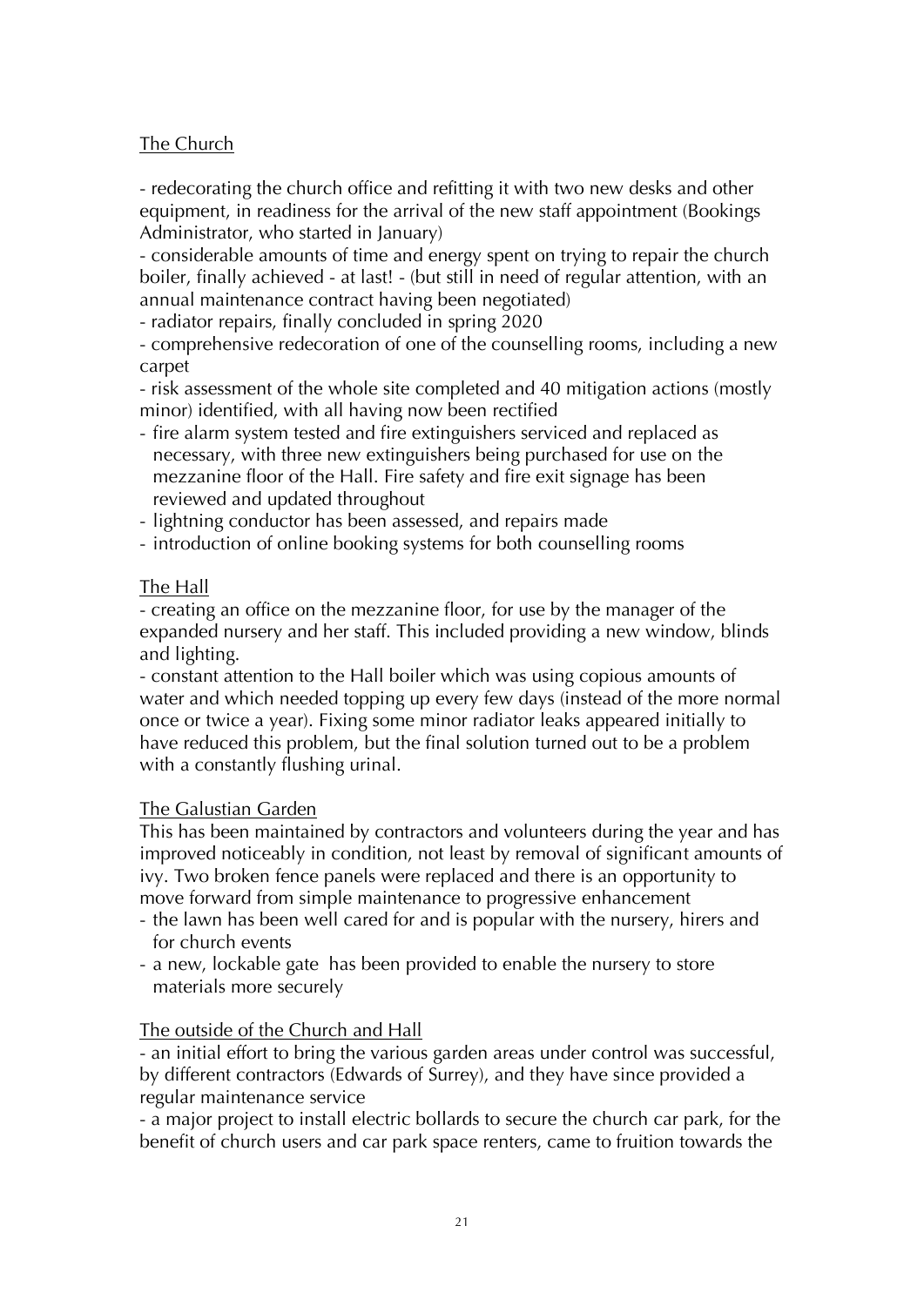The Church

- redecorating the church office and refitting it with two new desks and other equipment, in readiness for the arrival of the new staff appointment (Bookings Administrator, who started in January)
- considerable amounts of time and energy spent on trying to repair the church boiler, finally achieved - at last! - (but still in need of regular attention, with an annual maintenance contract having been negotiated)
- radiator repairs, finally concluded in spring 2020
- comprehensive redecoration of one of the counselling rooms, including a new carpet
- risk assessment of the whole site completed and 40 mitigation actions (mostly minor) identified, with all having now been rectified
- fire alarm system tested and fire extinguishers serviced and replaced as necessary, with three new extinguishers being purchased for use on the mezzanine floor of the Hall. Fire safety and fire exit signage has been reviewed and updated throughout
- lightning conductor has been assessed, and repairs made
- introduction of online booking systems for both counselling rooms

The Hall

- creating an office on the mezzanine floor, for use by the manager of the expanded nursery and her staff. This included providing a new window, blinds and lighting.
- constant attention to the Hall boiler which was using copious amounts of water and which needed topping up every few days (instead of the more normal once or twice a year). Fixing some minor radiator leaks appeared initially to have reduced this problem, but the final solution turned out to be a problem with a constantly flushing urinal.

The Galustian Garden

This has been maintained by contractors and volunteers during the year and has improved noticeably in condition, not least by removal of significant amounts of ivy. Two broken fence panels were replaced and there is an opportunity to move forward from simple maintenance to progressive enhancement

- the lawn has been well cared for and is popular with the nursery, hirers and for church events
- a new, lockable gate has been provided to enable the nursery to store materials more securely

The outside of the Church and Hall

- an initial effort to bring the various garden areas under control was successful, by different contractors (Edwards of Surrey), and they have since provided a regular maintenance service
- a major project to install electric bollards to secure the church car park, for the benefit of church users and car park space renters, came to fruition towards the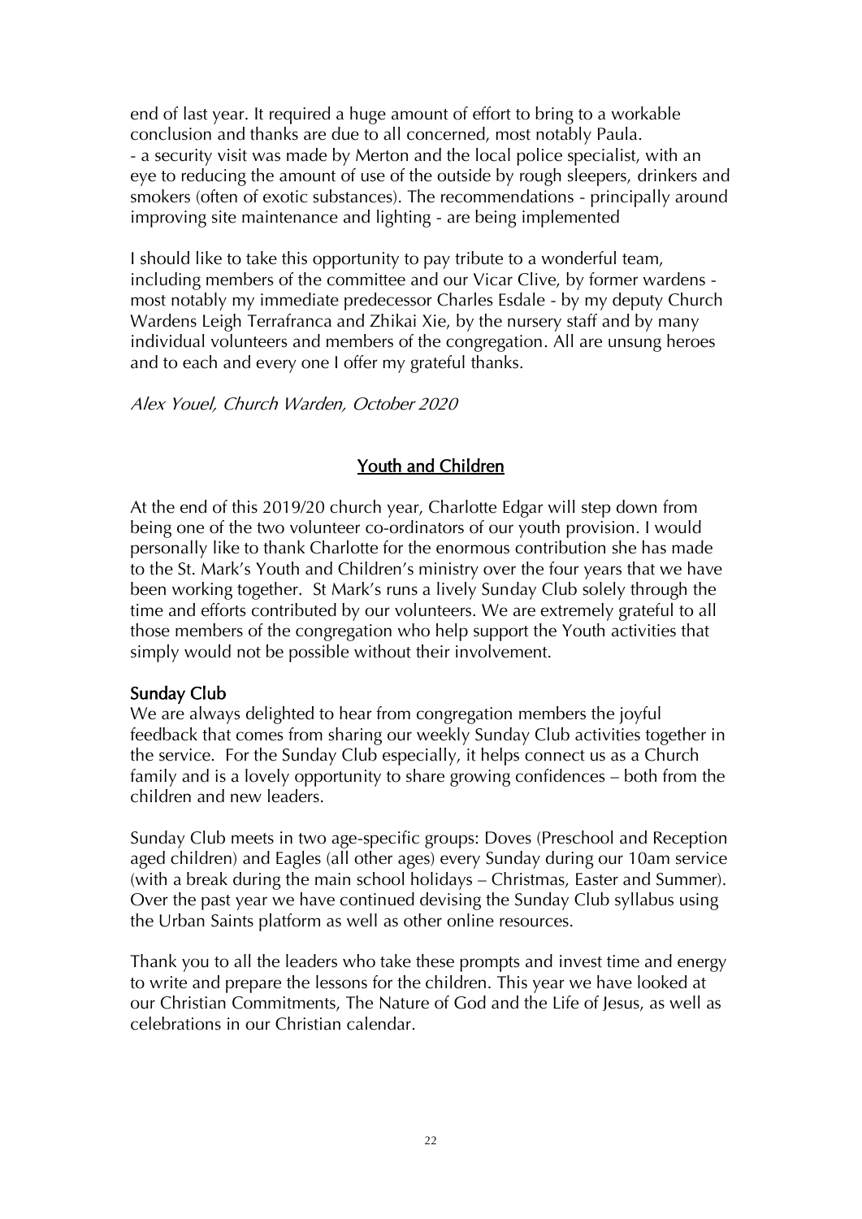end of last year. It required a huge amount of effort to bring to a workable conclusion and thanks are due to all concerned, most notably Paula.
- a security visit was made by Merton and the local police specialist, with an eye to reducing the amount of use of the outside by rough sleepers, drinkers and smokers (often of exotic substances). The recommendations - principally around improving site maintenance and lighting - are being implemented

I should like to take this opportunity to pay tribute to a wonderful team, including members of the committee and our Vicar Clive, by former wardens - most notably my immediate predecessor Charles Esdale - by my deputy Church Wardens Leigh Terrafranca and Zhikai Xie, by the nursery staff and by many individual volunteers and members of the congregation. All are unsung heroes and to each and every one I offer my grateful thanks.

*Alex Youel, Church Warden, October 2020*

## Youth and Children

At the end of this 2019/20 church year, Charlotte Edgar will step down from being one of the two volunteer co-ordinators of our youth provision. I would personally like to thank Charlotte for the enormous contribution she has made to the St. Mark's Youth and Children's ministry over the four years that we have been working together. St Mark's runs a lively Sunday Club solely through the time and efforts contributed by our volunteers. We are extremely grateful to all those members of the congregation who help support the Youth activities that simply would not be possible without their involvement.

### Sunday Club

We are always delighted to hear from congregation members the joyful feedback that comes from sharing our weekly Sunday Club activities together in the service. For the Sunday Club especially, it helps connect us as a Church family and is a lovely opportunity to share growing confidences – both from the children and new leaders.

Sunday Club meets in two age-specific groups: Doves (Preschool and Reception aged children) and Eagles (all other ages) every Sunday during our 10am service (with a break during the main school holidays – Christmas, Easter and Summer). Over the past year we have continued devising the Sunday Club syllabus using the Urban Saints platform as well as other online resources.

Thank you to all the leaders who take these prompts and invest time and energy to write and prepare the lessons for the children. This year we have looked at our Christian Commitments, The Nature of God and the Life of Jesus, as well as celebrations in our Christian calendar.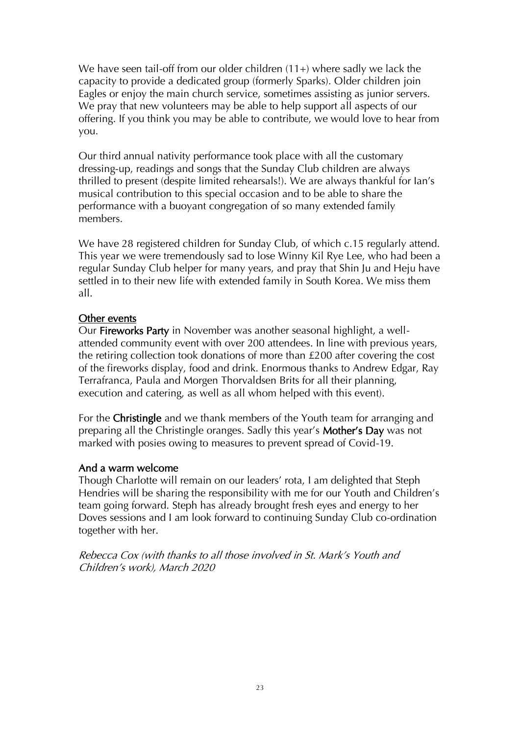We have seen tail-off from our older children (11+) where sadly we lack the capacity to provide a dedicated group (formerly Sparks). Older children join Eagles or enjoy the main church service, sometimes assisting as junior servers. We pray that new volunteers may be able to help support all aspects of our offering. If you think you may be able to contribute, we would love to hear from you.

Our third annual nativity performance took place with all the customary dressing-up, readings and songs that the Sunday Club children are always thrilled to present (despite limited rehearsals!). We are always thankful for Ian's musical contribution to this special occasion and to be able to share the performance with a buoyant congregation of so many extended family members.

We have 28 registered children for Sunday Club, of which c.15 regularly attend. This year we were tremendously sad to lose Winny Kil Rye Lee, who had been a regular Sunday Club helper for many years, and pray that Shin Ju and Heju have settled in to their new life with extended family in South Korea. We miss them all.

## Other events

Our **Fireworks Party** in November was another seasonal highlight, a well-attended community event with over 200 attendees. In line with previous years, the retiring collection took donations of more than £200 after covering the cost of the fireworks display, food and drink. Enormous thanks to Andrew Edgar, Ray Terrafranca, Paula and Morgen Thorvaldsen Brits for all their planning, execution and catering, as well as all whom helped with this event).

For the **Christingle** and we thank members of the Youth team for arranging and preparing all the Christingle oranges. Sadly this year's **Mother's Day** was not marked with posies owing to measures to prevent spread of Covid-19.

## And a warm welcome

Though Charlotte will remain on our leaders' rota, I am delighted that Steph Hendries will be sharing the responsibility with me for our Youth and Children's team going forward. Steph has already brought fresh eyes and energy to her Doves sessions and I am look forward to continuing Sunday Club co-ordination together with her.

*Rebecca Cox (with thanks to all those involved in St. Mark's Youth and Children's work), March 2020*